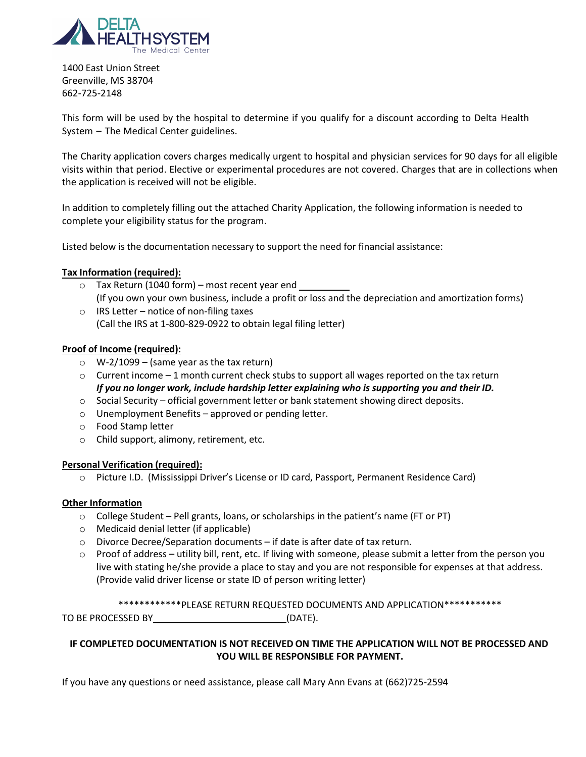DELTA HEALTH SYSTEM
The Medical Center

1400 East Union Street
Greenville, MS 38704
662-725-2148

This form will be used by the hospital to determine if you qualify for a discount according to Delta Health System – The Medical Center guidelines.

The Charity application covers charges medically urgent to hospital and physician services for 90 days for all eligible visits within that period. Elective or experimental procedures are not covered. Charges that are in collections when the application is received will not be eligible.

In addition to completely filling out the attached Charity Application, the following information is needed to complete your eligibility status for the program.

Listed below is the documentation necessary to support the need for financial assistance:

**Tax Information (required):**

- Tax Return (1040 form) – most recent year end __________
  (If you own your own business, include a profit or loss and the depreciation and amortization forms)
- IRS Letter – notice of non-filing taxes
  (Call the IRS at 1-800-829-0922 to obtain legal filing letter)

**Proof of Income (required):**

- W-2/1099 – (same year as the tax return)
- Current income – 1 month current check stubs to support all wages reported on the tax return
  ***If you no longer work, include hardship letter explaining who is supporting you and their ID.***
- Social Security – official government letter or bank statement showing direct deposits.
- Unemployment Benefits – approved or pending letter.
- Food Stamp letter
- Child support, alimony, retirement, etc.

**Personal Verification (required):**

- Picture I.D. (Mississippi Driver's License or ID card, Passport, Permanent Residence Card)

**Other Information**

- College Student – Pell grants, loans, or scholarships in the patient's name (FT or PT)
- Medicaid denial letter (if applicable)
- Divorce Decree/Separation documents – if date is after date of tax return.
- Proof of address – utility bill, rent, etc. If living with someone, please submit a letter from the person you live with stating he/she provide a place to stay and you are not responsible for expenses at that address. (Provide valid driver license or state ID of person writing letter)

************PLEASE RETURN REQUESTED DOCUMENTS AND APPLICATION***********

TO BE PROCESSED BY__________________________(DATE).

**IF COMPLETED DOCUMENTATION IS NOT RECEIVED ON TIME THE APPLICATION WILL NOT BE PROCESSED AND YOU WILL BE RESPONSIBLE FOR PAYMENT.**

If you have any questions or need assistance, please call Mary Ann Evans at (662)725-2594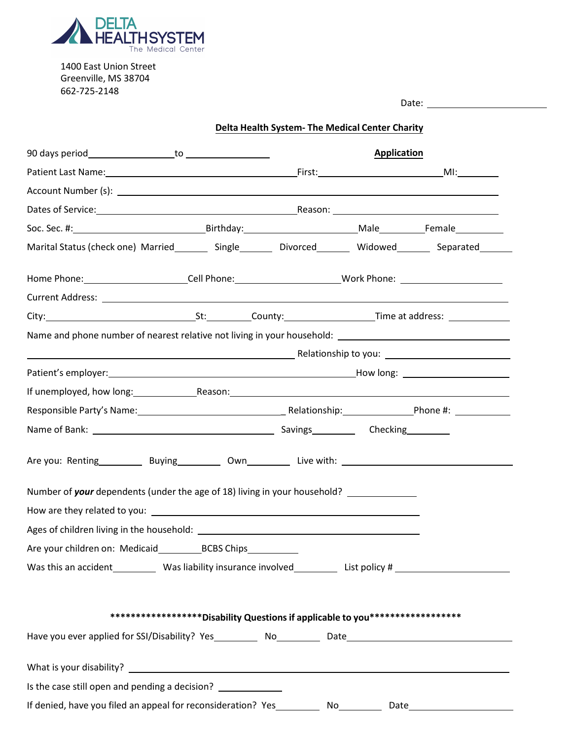DELTA HEALTH SYSTEM
The Medical Center

1400 East Union Street
Greenville, MS 38704
662-725-2148

Date: ____________________

**Delta Health System- The Medical Center Charity**

**Application**

90 days period______________ to ______________

Patient Last Name:______________________________ First:____________________ MI:______

Account Number (s): ______________________________________________________________

Dates of Service:______________________________ Reason: ______________________________

Soc. Sec. #:____________________ Birthday:__________________ Male________ Female________

Marital Status (check one) Married______ Single______ Divorced______ Widowed______ Separated______

Home Phone:________________ Cell Phone:________________ Work Phone: ________________

Current Address: _______________________________________________________________

City:______________________ St:________ County:______________ Time at address: __________

Name and phone number of nearest relative not living in your household: ______________________

__________________________________________ Relationship to you: ____________________

Patient's employer:________________________________________ How long: ________________

If unemployed, how long:__________ Reason:_______________________________________________

Responsible Party's Name:______________________ Relationship:____________ Phone #: __________

Name of Bank: ______________________________ Savings________ Checking________

Are you: Renting________ Buying________ Own________ Live with: ____________________________

Number of ***your*** dependents (under the age of 18) living in your household? __________

How are they related to you: ______________________________________________

Ages of children living in the household: ______________________________________

Are your children on: Medicaid________ BCBS Chips________

Was this an accident________ Was liability insurance involved________ List policy # __________________

********************Disability Questions if applicable to you******************

Have you ever applied for SSI/Disability? Yes________ No________ Date____________________________

What is your disability? __________________________________________________________

Is the case still open and pending a decision? __________

If denied, have you filed an appeal for reconsideration? Yes________ No________ Date__________________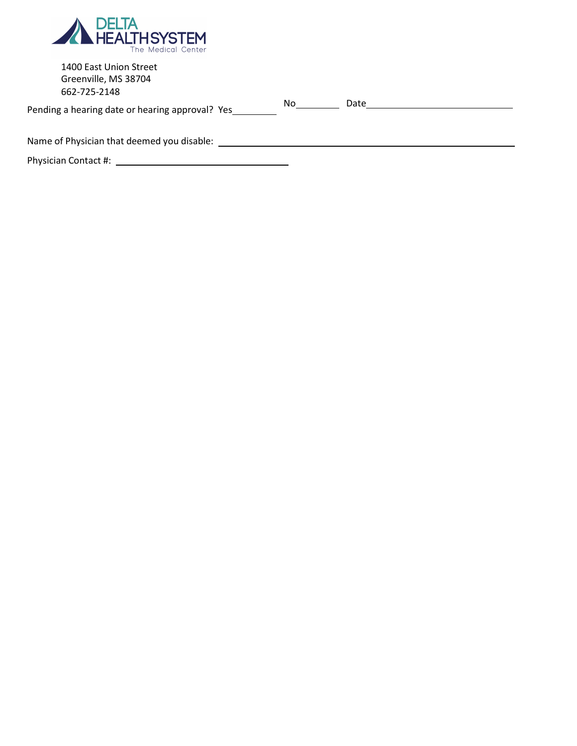DELTA HEALTH SYSTEM
The Medical Center

1400 East Union Street
Greenville, MS 38704
662-725-2148

Pending a hearing date or hearing approval? Yes________ No________ Date____________________________

Name of Physician that deemed you disable: ____________________________________________________________

Physician Contact #: ________________________________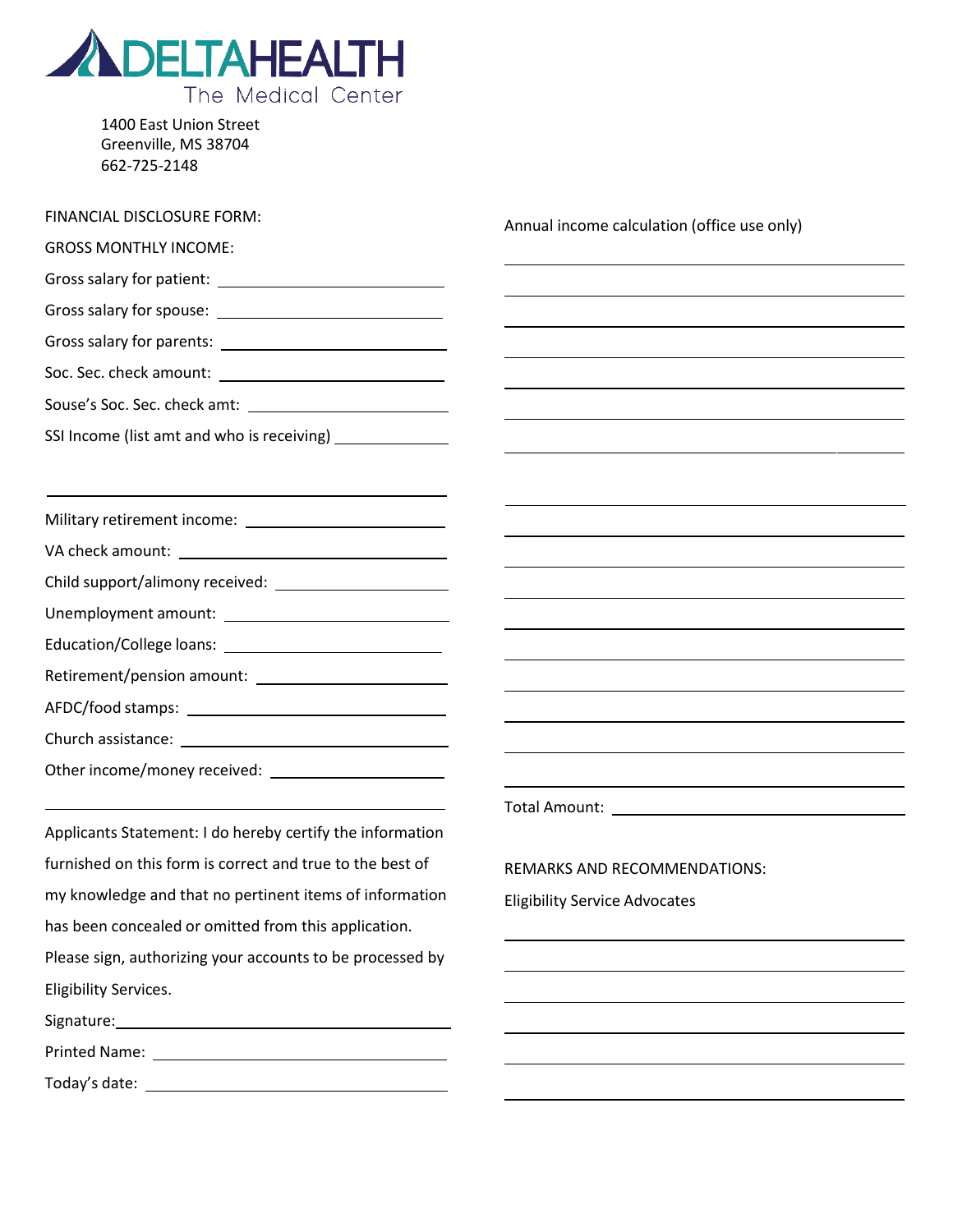# DELTAHEALTH

The Medical Center

1400 East Union Street
Greenville, MS 38704
662-725-2148

FINANCIAL DISCLOSURE FORM:

GROSS MONTHLY INCOME:

Gross salary for patient: ______________________

Gross salary for spouse: ______________________

Gross salary for parents: ______________________

Soc. Sec. check amount: ______________________

Souse's Soc. Sec. check amt: ______________________

SSI Income (list amt and who is receiving) ______________________

______________________

Military retirement income: ______________________

VA check amount: ______________________

Child support/alimony received: ______________________

Unemployment amount: ______________________

Education/College loans: ______________________

Retirement/pension amount: ______________________

AFDC/food stamps: ______________________

Church assistance: ______________________

Other income/money received: ______________________

______________________

Applicants Statement: I do hereby certify the information furnished on this form is correct and true to the best of my knowledge and that no pertinent items of information has been concealed or omitted from this application. Please sign, authorizing your accounts to be processed by Eligibility Services.

Signature: ______________________

Printed Name: ______________________

Today's date: ______________________

Annual income calculation (office use only)

______________________

Total Amount: ______________________

REMARKS AND RECOMMENDATIONS:

Eligibility Service Advocates

______________________